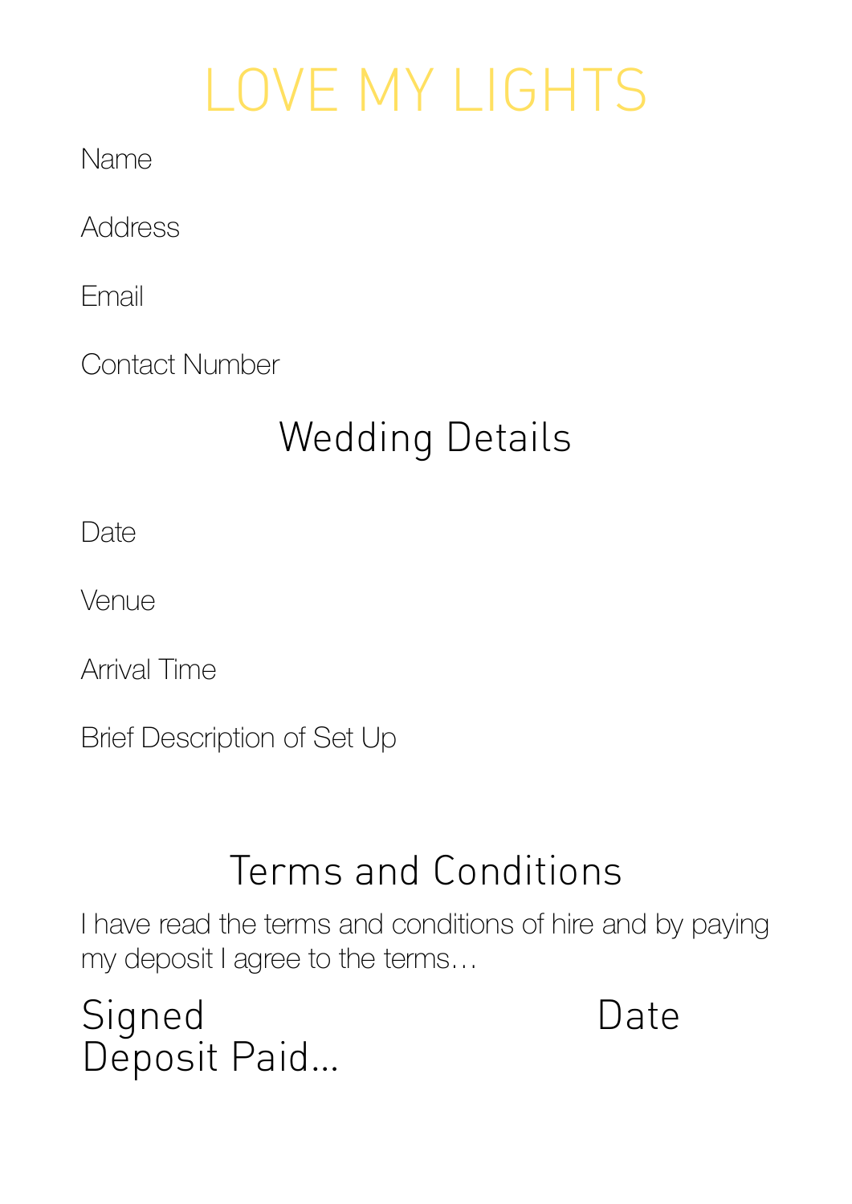# LOVE MY LIGHTS

Name

Address

Email

Contact Number

## Wedding Details

Date

Venue

Arrival Time

Brief Description of Set Up

## Terms and Conditions

I have read the terms and conditions of hire and by paying my deposit I agree to the terms…

Signed Date

Deposit Paid…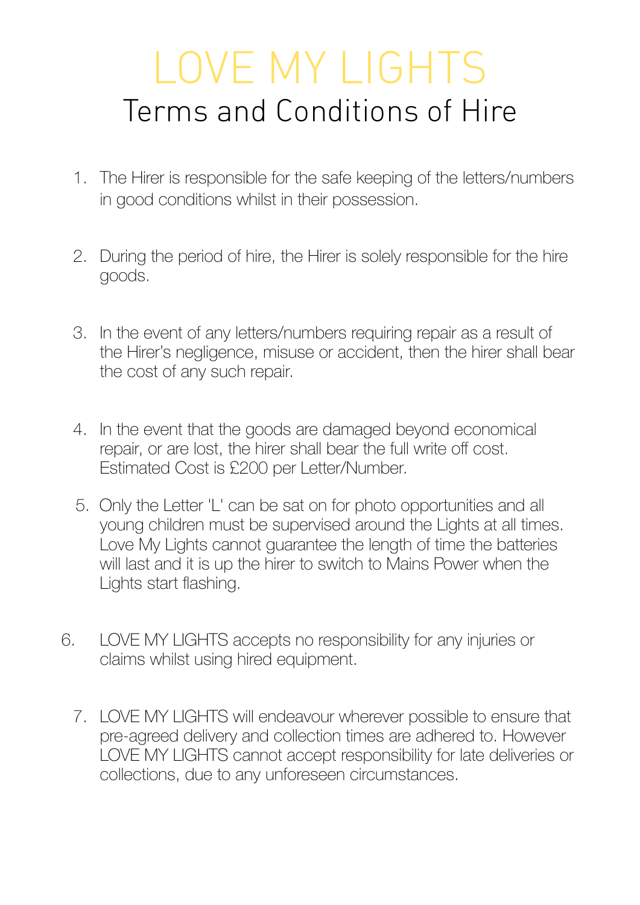# LOVE MY LIGHTS

## Terms and Conditions of Hire

1. The Hirer is responsible for the safe keeping of the letters/numbers in good conditions whilst in their possession.

2. During the period of hire, the Hirer is solely responsible for the hire goods.

3. In the event of any letters/numbers requiring repair as a result of the Hirer's negligence, misuse or accident, then the hirer shall bear the cost of any such repair.

4. In the event that the goods are damaged beyond economical repair, or are lost, the hirer shall bear the full write off cost. Estimated Cost is £200 per Letter/Number.

5. Only the Letter 'L' can be sat on for photo opportunities and all young children must be supervised around the Lights at all times. Love My Lights cannot guarantee the length of time the batteries will last and it is up the hirer to switch to Mains Power when the Lights start flashing.

6. LOVE MY LIGHTS accepts no responsibility for any injuries or claims whilst using hired equipment.

7. LOVE MY LIGHTS will endeavour wherever possible to ensure that pre-agreed delivery and collection times are adhered to. However LOVE MY LIGHTS cannot accept responsibility for late deliveries or collections, due to any unforeseen circumstances.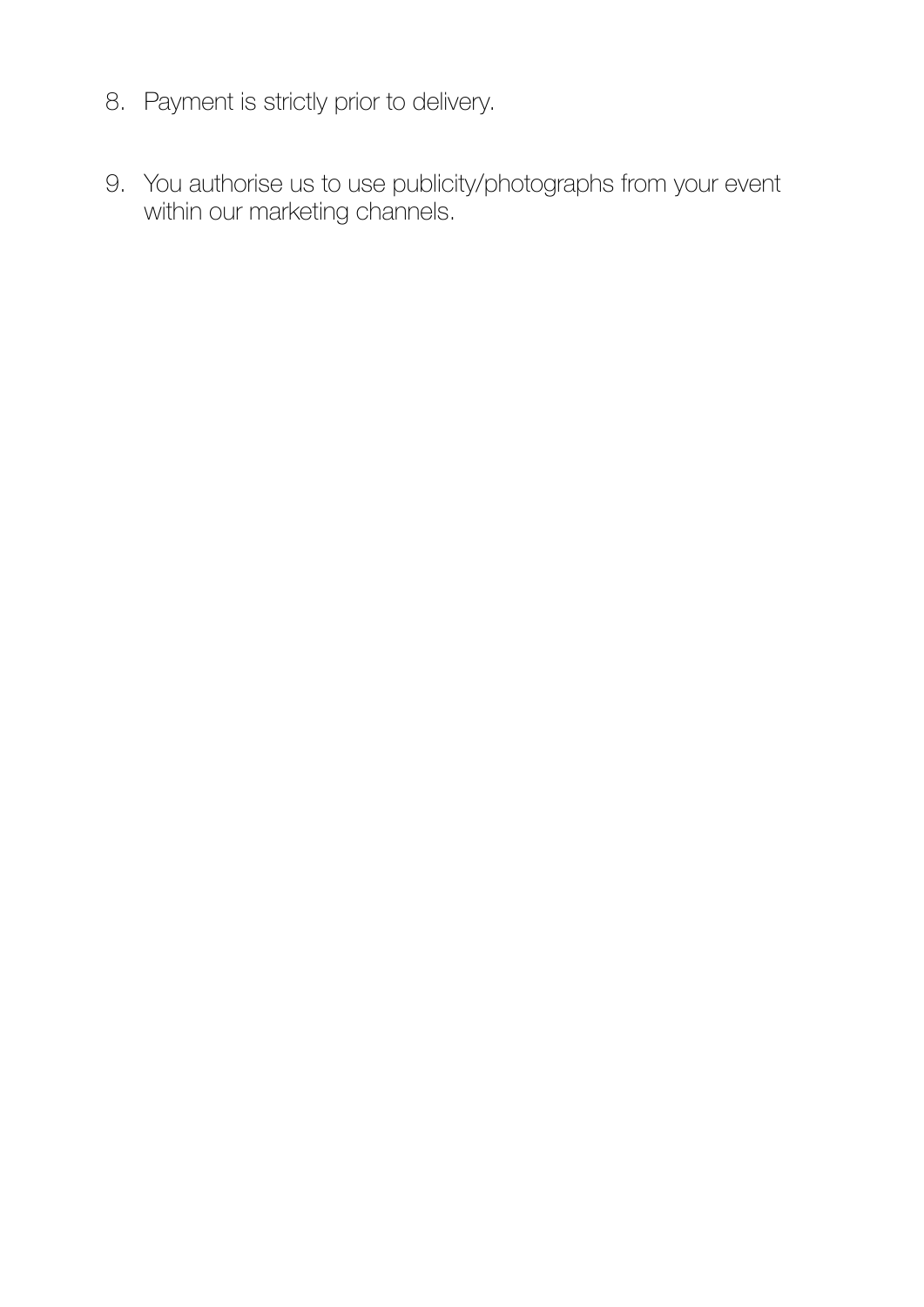8. Payment is strictly prior to delivery.

9. You authorise us to use publicity/photographs from your event within our marketing channels.